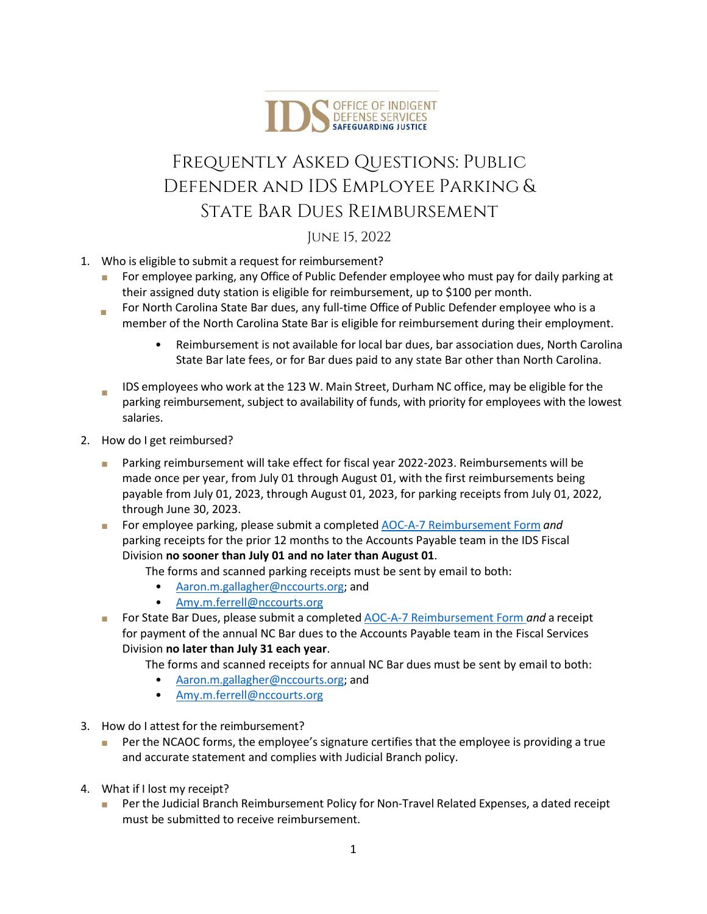IDS OFFICE OF INDIGENT DEFENSE SERVICES SAFEGUARDING JUSTICE

# Frequently Asked Questions: Public Defender and IDS Employee Parking & State Bar Dues Reimbursement

June 15, 2022

1. Who is eligible to submit a request for reimbursement?
   - For employee parking, any Office of Public Defender employee who must pay for daily parking at their assigned duty station is eligible for reimbursement, up to $100 per month.
   - For North Carolina State Bar dues, any full-time Office of Public Defender employee who is a member of the North Carolina State Bar is eligible for reimbursement during their employment.
     - Reimbursement is not available for local bar dues, bar association dues, North Carolina State Bar late fees, or for Bar dues paid to any state Bar other than North Carolina.
   - IDS employees who work at the 123 W. Main Street, Durham NC office, may be eligible for the parking reimbursement, subject to availability of funds, with priority for employees with the lowest salaries.

2. How do I get reimbursed?
   - Parking reimbursement will take effect for fiscal year 2022-2023. Reimbursements will be made once per year, from July 01 through August 01, with the first reimbursements being payable from July 01, 2023, through August 01, 2023, for parking receipts from July 01, 2022, through June 30, 2023.
   - For employee parking, please submit a completed AOC-A-7 Reimbursement Form *and* parking receipts for the prior 12 months to the Accounts Payable team in the IDS Fiscal Division **no sooner than July 01 and no later than August 01**.

     The forms and scanned parking receipts must be sent by email to both:
     - Aaron.m.gallagher@nccourts.org; and
     - Amy.m.ferrell@nccourts.org
   - For State Bar Dues, please submit a completed AOC-A-7 Reimbursement Form *and* a receipt for payment of the annual NC Bar dues to the Accounts Payable team in the Fiscal Services Division **no later than July 31 each year**.

     The forms and scanned receipts for annual NC Bar dues must be sent by email to both:
     - Aaron.m.gallagher@nccourts.org; and
     - Amy.m.ferrell@nccourts.org

3. How do I attest for the reimbursement?
   - Per the NCAOC forms, the employee's signature certifies that the employee is providing a true and accurate statement and complies with Judicial Branch policy.

4. What if I lost my receipt?
   - Per the Judicial Branch Reimbursement Policy for Non-Travel Related Expenses, a dated receipt must be submitted to receive reimbursement.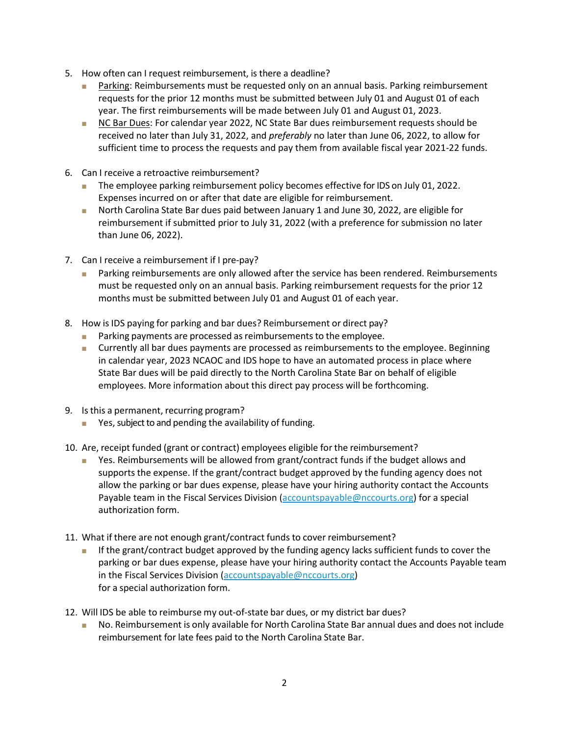5. How often can I request reimbursement, is there a deadline?
   - Parking: Reimbursements must be requested only on an annual basis. Parking reimbursement requests for the prior 12 months must be submitted between July 01 and August 01 of each year. The first reimbursements will be made between July 01 and August 01, 2023.
   - NC Bar Dues: For calendar year 2022, NC State Bar dues reimbursement requests should be received no later than July 31, 2022, and *preferably* no later than June 06, 2022, to allow for sufficient time to process the requests and pay them from available fiscal year 2021-22 funds.

6. Can I receive a retroactive reimbursement?
   - The employee parking reimbursement policy becomes effective for IDS on July 01, 2022. Expenses incurred on or after that date are eligible for reimbursement.
   - North Carolina State Bar dues paid between January 1 and June 30, 2022, are eligible for reimbursement if submitted prior to July 31, 2022 (with a preference for submission no later than June 06, 2022).

7. Can I receive a reimbursement if I pre-pay?
   - Parking reimbursements are only allowed after the service has been rendered. Reimbursements must be requested only on an annual basis. Parking reimbursement requests for the prior 12 months must be submitted between July 01 and August 01 of each year.

8. How is IDS paying for parking and bar dues? Reimbursement or direct pay?
   - Parking payments are processed as reimbursements to the employee.
   - Currently all bar dues payments are processed as reimbursements to the employee. Beginning in calendar year, 2023 NCAOC and IDS hope to have an automated process in place where State Bar dues will be paid directly to the North Carolina State Bar on behalf of eligible employees. More information about this direct pay process will be forthcoming.

9. Is this a permanent, recurring program?
   - Yes, subject to and pending the availability of funding.

10. Are, receipt funded (grant or contract) employees eligible for the reimbursement?
    - Yes. Reimbursements will be allowed from grant/contract funds if the budget allows and supports the expense. If the grant/contract budget approved by the funding agency does not allow the parking or bar dues expense, please have your hiring authority contact the Accounts Payable team in the Fiscal Services Division (accountspayable@nccourts.org) for a special authorization form.

11. What if there are not enough grant/contract funds to cover reimbursement?
    - If the grant/contract budget approved by the funding agency lacks sufficient funds to cover the parking or bar dues expense, please have your hiring authority contact the Accounts Payable team in the Fiscal Services Division (accountspayable@nccourts.org) for a special authorization form.

12. Will IDS be able to reimburse my out-of-state bar dues, or my district bar dues?
    - No. Reimbursement is only available for North Carolina State Bar annual dues and does not include reimbursement for late fees paid to the North Carolina State Bar.